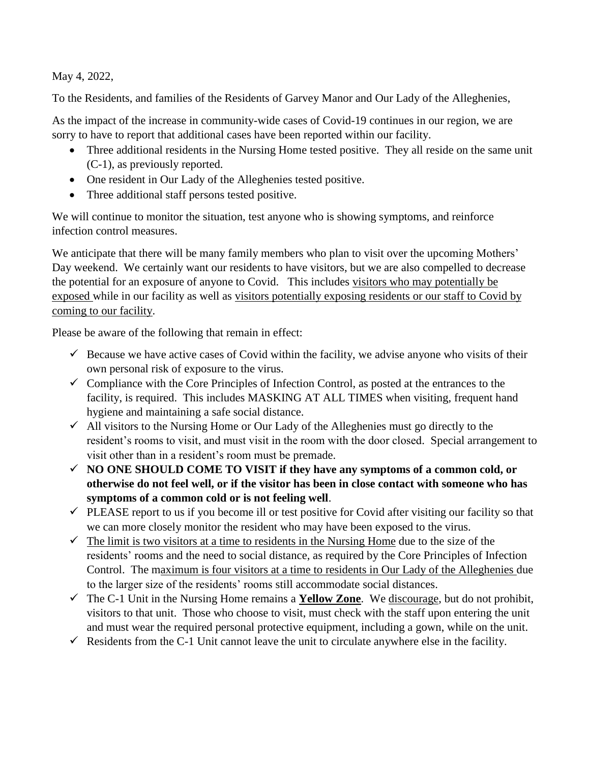May 4, 2022,

To the Residents, and families of the Residents of Garvey Manor and Our Lady of the Alleghenies,

As the impact of the increase in community-wide cases of Covid-19 continues in our region, we are sorry to have to report that additional cases have been reported within our facility.

- Three additional residents in the Nursing Home tested positive. They all reside on the same unit (C-1), as previously reported.
- One resident in Our Lady of the Alleghenies tested positive.
- Three additional staff persons tested positive.

We will continue to monitor the situation, test anyone who is showing symptoms, and reinforce infection control measures.

We anticipate that there will be many family members who plan to visit over the upcoming Mothers' Day weekend. We certainly want our residents to have visitors, but we are also compelled to decrease the potential for an exposure of anyone to Covid. This includes visitors who may potentially be exposed while in our facility as well as visitors potentially exposing residents or our staff to Covid by coming to our facility.

Please be aware of the following that remain in effect:

- ✓ Because we have active cases of Covid within the facility, we advise anyone who visits of their own personal risk of exposure to the virus.
- ✓ Compliance with the Core Principles of Infection Control, as posted at the entrances to the facility, is required. This includes MASKING AT ALL TIMES when visiting, frequent hand hygiene and maintaining a safe social distance.
- ✓ All visitors to the Nursing Home or Our Lady of the Alleghenies must go directly to the resident's rooms to visit, and must visit in the room with the door closed. Special arrangement to visit other than in a resident's room must be premade.
- ✓ **NO ONE SHOULD COME TO VISIT if they have any symptoms of a common cold, or otherwise do not feel well, or if the visitor has been in close contact with someone who has symptoms of a common cold or is not feeling well**.
- ✓ PLEASE report to us if you become ill or test positive for Covid after visiting our facility so that we can more closely monitor the resident who may have been exposed to the virus.
- ✓ The limit is two visitors at a time to residents in the Nursing Home due to the size of the residents' rooms and the need to social distance, as required by the Core Principles of Infection Control. The maximum is four visitors at a time to residents in Our Lady of the Alleghenies due to the larger size of the residents' rooms still accommodate social distances.
- ✓ The C-1 Unit in the Nursing Home remains a **Yellow Zone**. We discourage, but do not prohibit, visitors to that unit. Those who choose to visit, must check with the staff upon entering the unit and must wear the required personal protective equipment, including a gown, while on the unit.
- ✓ Residents from the C-1 Unit cannot leave the unit to circulate anywhere else in the facility.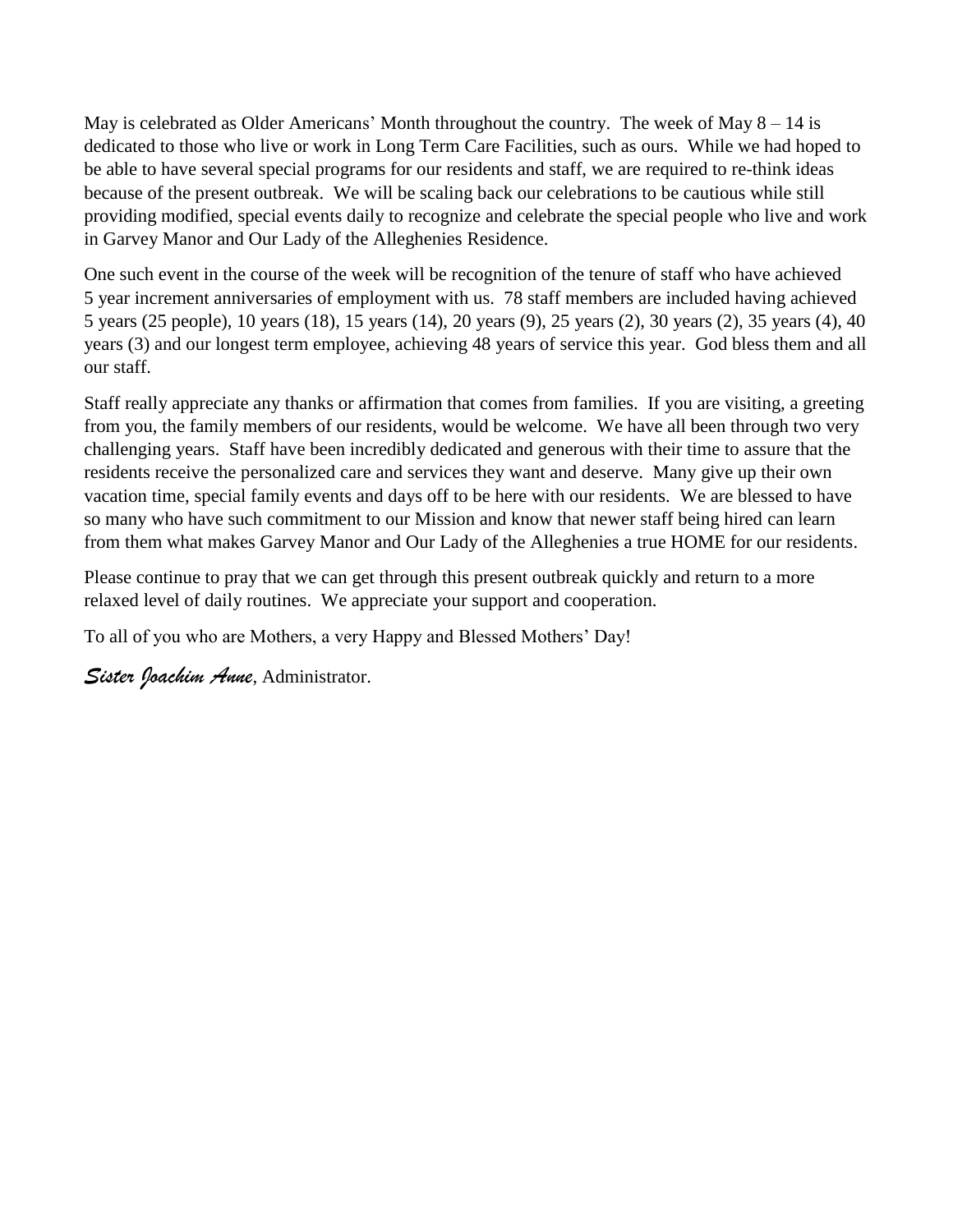May is celebrated as Older Americans' Month throughout the country. The week of May 8 – 14 is dedicated to those who live or work in Long Term Care Facilities, such as ours. While we had hoped to be able to have several special programs for our residents and staff, we are required to re-think ideas because of the present outbreak. We will be scaling back our celebrations to be cautious while still providing modified, special events daily to recognize and celebrate the special people who live and work in Garvey Manor and Our Lady of the Alleghenies Residence.

One such event in the course of the week will be recognition of the tenure of staff who have achieved 5 year increment anniversaries of employment with us. 78 staff members are included having achieved 5 years (25 people), 10 years (18), 15 years (14), 20 years (9), 25 years (2), 30 years (2), 35 years (4), 40 years (3) and our longest term employee, achieving 48 years of service this year. God bless them and all our staff.

Staff really appreciate any thanks or affirmation that comes from families. If you are visiting, a greeting from you, the family members of our residents, would be welcome. We have all been through two very challenging years. Staff have been incredibly dedicated and generous with their time to assure that the residents receive the personalized care and services they want and deserve. Many give up their own vacation time, special family events and days off to be here with our residents. We are blessed to have so many who have such commitment to our Mission and know that newer staff being hired can learn from them what makes Garvey Manor and Our Lady of the Alleghenies a true HOME for our residents.

Please continue to pray that we can get through this present outbreak quickly and return to a more relaxed level of daily routines. We appreciate your support and cooperation.

To all of you who are Mothers, a very Happy and Blessed Mothers' Day!

*Sister Joachim Anne*, Administrator.